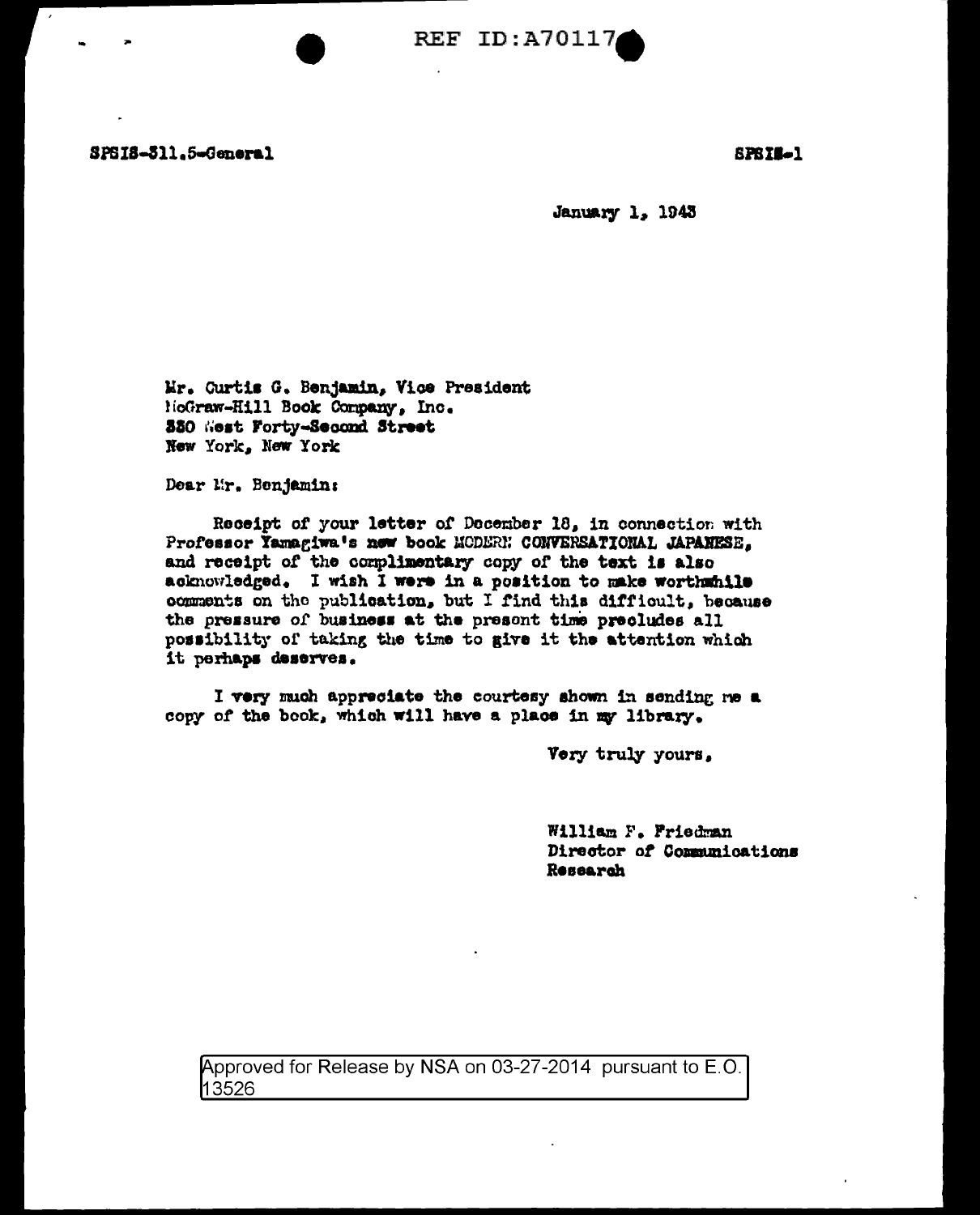REF ID:A70117

SPSIS-311.5-General

SPSIS-1

January 1, 1943

Mr. Curtis G. Benjamin, Vice President
McGraw-Hill Book Company, Inc.
330 West Forty-Second Street
New York, New York

Dear Mr. Benjamin:

Receipt of your letter of December 18, in connection with Professor Yamagiwa's new book MODERN CONVERSATIONAL JAPANESE, and receipt of the complimentary copy of the text is also acknowledged. I wish I were in a position to make worthwhile comments on the publication, but I find this difficult, because the pressure of business at the present time precludes all possibility of taking the time to give it the attention which it perhaps deserves.

I very much appreciate the courtesy shown in sending me a copy of the book, which will have a place in my library.

Very truly yours,

William F. Friedman
Director of Communications
Research

Approved for Release by NSA on 03-27-2014 pursuant to E.O. 13526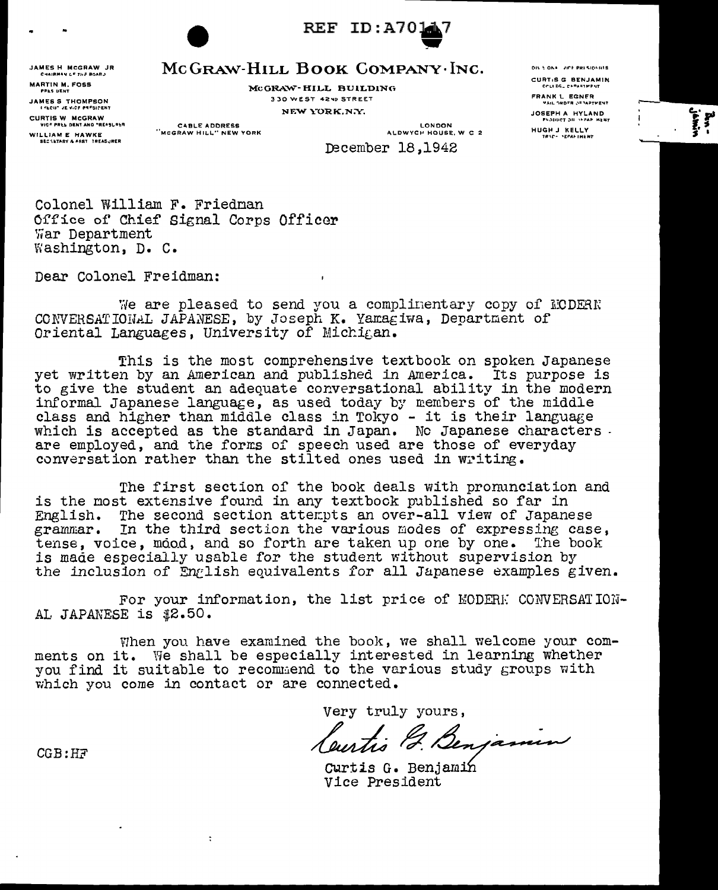REF ID:A70147

JAMES H. MCGRAW, JR.
CHAIRMAN OF THE BOARD

MARTIN M. FOSS
PRESIDENT

JAMES S. THOMPSON
EXECUTIVE VICE PRESIDENT

CURTIS W. MCGRAW
VICE PRESIDENT AND TREASURER

WILLIAM E. HAWKE
SECRETARY & ASST. TREASURER

# McGRAW-HILL BOOK COMPANY·INC.

McGRAW-HILL BUILDING
330 WEST 42ND STREET
NEW YORK, N.Y.

CABLE ADDRESS
"MCGRAW HILL" NEW YORK

LONDON
ALDWYCH HOUSE, W. C. 2

DIVISIONAL VICE PRESIDENTS

CURTIS G. BENJAMIN
COLLEGE DEPARTMENT

FRANK L. EGNER
MAIL ORDER DEPARTMENT

JOSEPH A. HYLAND
PRODUCTION DEPARTMENT

HUGH J. KELLY
TRADE DEPARTMENT

December 18,1942

Colonel William F. Friedman
Office of Chief Signal Corps Officer
War Department
Washington, D. C.

Dear Colonel Freidman:

We are pleased to send you a complimentary copy of MODERN CONVERSATIONAL JAPANESE, by Joseph K. Yamagiwa, Department of Oriental Languages, University of Michigan.

This is the most comprehensive textbook on spoken Japanese yet written by an American and published in America. Its purpose is to give the student an adequate conversational ability in the modern informal Japanese language, as used today by members of the middle class and higher than middle class in Tokyo - it is their language which is accepted as the standard in Japan. No Japanese characters are employed, and the forms of speech used are those of everyday conversation rather than the stilted ones used in writing.

The first section of the book deals with pronunciation and is the most extensive found in any textbook published so far in English. The second section attempts an over-all view of Japanese grammar. In the third section the various modes of expressing case, tense, voice, mood, and so forth are taken up one by one. The book is made especially usable for the student without supervision by the inclusion of English equivalents for all Japanese examples given.

For your information, the list price of MODERN CONVERSATIONAL JAPANESE is $2.50.

When you have examined the book, we shall welcome your comments on it. We shall be especially interested in learning whether you find it suitable to recommend to the various study groups with which you come in contact or are connected.

Very truly yours,

Curtis G. Benjamin

Curtis G. Benjamin
Vice President

CGB:HF